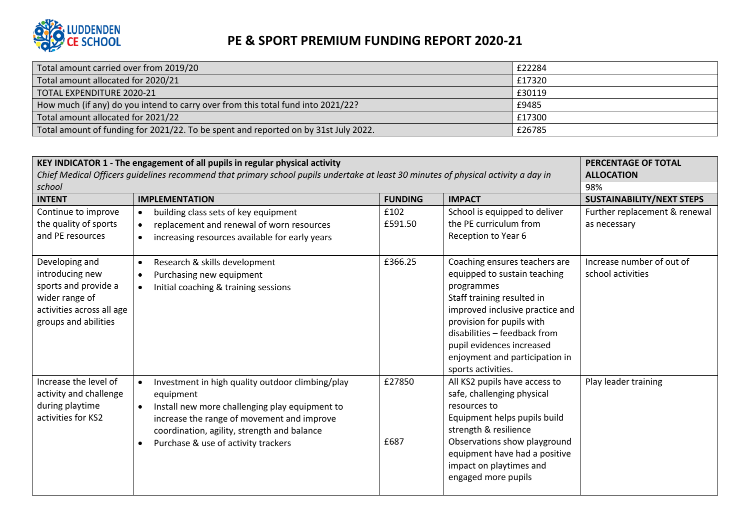# PE & SPORT PREMIUM FUNDING REPORT 2020-21

| | |
|---|---|
| Total amount carried over from 2019/20 | £22284 |
| Total amount allocated for 2020/21 | £17320 |
| TOTAL EXPENDITURE 2020-21 | £30119 |
| How much (if any) do you intend to carry over from this total fund into 2021/22? | £9485 |
| Total amount allocated for 2021/22 | £17300 |
| Total amount of funding for 2021/22. To be spent and reported on by 31st July 2022. | £26785 |

| **KEY INDICATOR 1 - The engagement of all pupils in regular physical activity** *Chief Medical Officers guidelines recommend that primary school pupils undertake at least 30 minutes of physical activity a day in school* | | | | **PERCENTAGE OF TOTAL ALLOCATION** 98% |
|---|---|---|---|---|
| **INTENT** | **IMPLEMENTATION** | **FUNDING** | **IMPACT** | **SUSTAINABILITY/NEXT STEPS** |
| Continue to improve the quality of sports and PE resources | • building class sets of key equipment<br>• replacement and renewal of worn resources<br>• increasing resources available for early years | £102<br>£591.50 | School is equipped to deliver the PE curriculum from Reception to Year 6 | Further replacement & renewal as necessary |
| Developing and introducing new sports and provide a wider range of activities across all age groups and abilities | • Research & skills development<br>• Purchasing new equipment<br>• Initial coaching & training sessions | £366.25 | Coaching ensures teachers are equipped to sustain teaching programmes<br>Staff training resulted in improved inclusive practice and provision for pupils with disabilities – feedback from pupil evidences increased enjoyment and participation in sports activities. | Increase number of out of school activities |
| Increase the level of activity and challenge during playtime activities for KS2 | • Investment in high quality outdoor climbing/play equipment<br>• Install new more challenging play equipment to increase the range of movement and improve coordination, agility, strength and balance<br>• Purchase & use of activity trackers | £27850<br><br>£687 | All KS2 pupils have access to safe, challenging physical resources to<br>Equipment helps pupils build strength & resilience<br>Observations show playground equipment have had a positive impact on playtimes and engaged more pupils | Play leader training |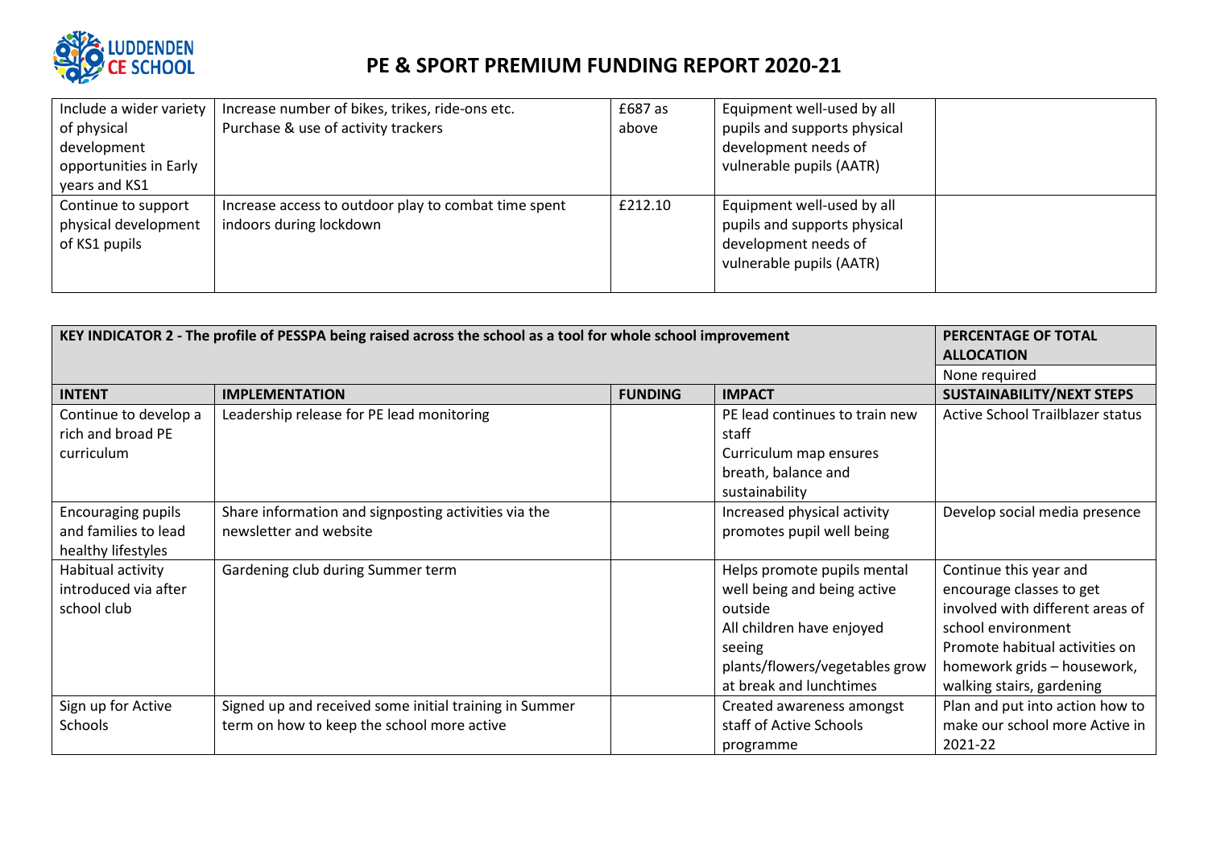| | | | | |
|---|---|---|---|---|
| Include a wider variety of physical development opportunities in Early years and KS1 | Increase number of bikes, trikes, ride-ons etc.<br>Purchase & use of activity trackers | £687 as above | Equipment well-used by all pupils and supports physical development needs of vulnerable pupils (AATR) | |
| Continue to support physical development of KS1 pupils | Increase access to outdoor play to combat time spent indoors during lockdown | £212.10 | Equipment well-used by all pupils and supports physical development needs of vulnerable pupils (AATR) | |

| KEY INDICATOR 2 - The profile of PESSPA being raised across the school as a tool for whole school improvement | | | | PERCENTAGE OF TOTAL ALLOCATION |
|---|---|---|---|---|
| | | | | None required |
| **INTENT** | **IMPLEMENTATION** | **FUNDING** | **IMPACT** | **SUSTAINABILITY/NEXT STEPS** |
| Continue to develop a rich and broad PE curriculum | Leadership release for PE lead monitoring | | PE lead continues to train new staff<br>Curriculum map ensures breath, balance and sustainability | Active School Trailblazer status |
| Encouraging pupils and families to lead healthy lifestyles | Share information and signposting activities via the newsletter and website | | Increased physical activity promotes pupil well being | Develop social media presence |
| Habitual activity introduced via after school club | Gardening club during Summer term | | Helps promote pupils mental well being and being active outside<br>All children have enjoyed seeing plants/flowers/vegetables grow at break and lunchtimes | Continue this year and encourage classes to get involved with different areas of school environment<br>Promote habitual activities on homework grids – housework, walking stairs, gardening |
| Sign up for Active Schools | Signed up and received some initial training in Summer term on how to keep the school more active | | Created awareness amongst staff of Active Schools programme | Plan and put into action how to make our school more Active in 2021-22 |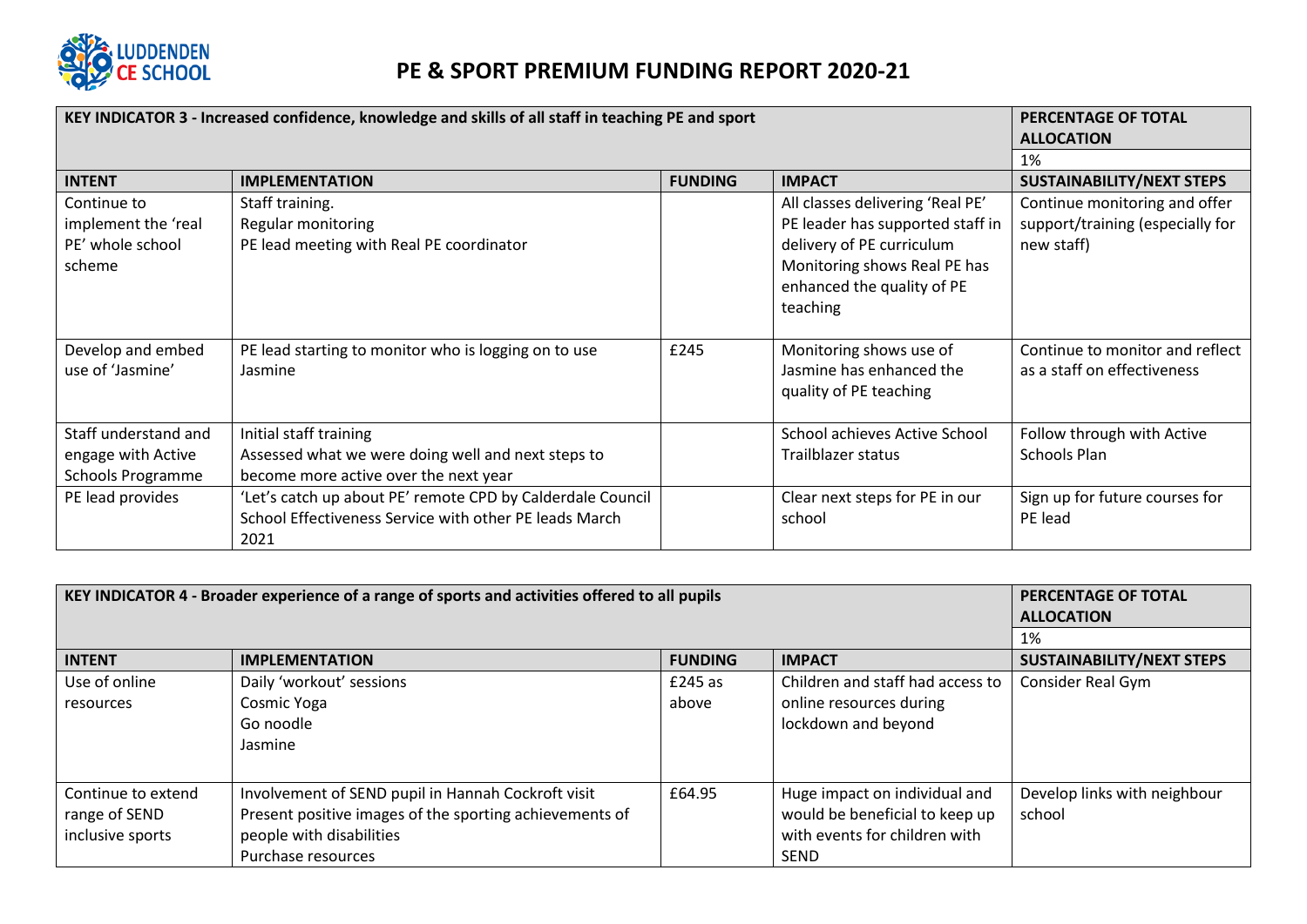# PE & SPORT PREMIUM FUNDING REPORT 2020-21

| KEY INDICATOR 3 - Increased confidence, knowledge and skills of all staff in teaching PE and sport | | | | PERCENTAGE OF TOTAL ALLOCATION 1% |
|---|---|---|---|---|
| **INTENT** | **IMPLEMENTATION** | **FUNDING** | **IMPACT** | **SUSTAINABILITY/NEXT STEPS** |
| Continue to implement the 'real PE' whole school scheme | Staff training.<br>Regular monitoring<br>PE lead meeting with Real PE coordinator | | All classes delivering 'Real PE'<br>PE leader has supported staff in delivery of PE curriculum<br>Monitoring shows Real PE has enhanced the quality of PE teaching | Continue monitoring and offer support/training (especially for new staff) |
| Develop and embed use of 'Jasmine' | PE lead starting to monitor who is logging on to use Jasmine | £245 | Monitoring shows use of Jasmine has enhanced the quality of PE teaching | Continue to monitor and reflect as a staff on effectiveness |
| Staff understand and engage with Active Schools Programme | Initial staff training<br>Assessed what we were doing well and next steps to become more active over the next year | | School achieves Active School Trailblazer status | Follow through with Active Schools Plan |
| PE lead provides | 'Let's catch up about PE' remote CPD by Calderdale Council School Effectiveness Service with other PE leads March 2021 | | Clear next steps for PE in our school | Sign up for future courses for PE lead |

| KEY INDICATOR 4 - Broader experience of a range of sports and activities offered to all pupils | | | | PERCENTAGE OF TOTAL ALLOCATION 1% |
|---|---|---|---|---|
| **INTENT** | **IMPLEMENTATION** | **FUNDING** | **IMPACT** | **SUSTAINABILITY/NEXT STEPS** |
| Use of online resources | Daily 'workout' sessions<br>Cosmic Yoga<br>Go noodle<br>Jasmine | £245 as above | Children and staff had access to online resources during lockdown and beyond | Consider Real Gym |
| Continue to extend range of SEND inclusive sports | Involvement of SEND pupil in Hannah Cockroft visit<br>Present positive images of the sporting achievements of people with disabilities<br>Purchase resources | £64.95 | Huge impact on individual and would be beneficial to keep up with events for children with SEND | Develop links with neighbour school |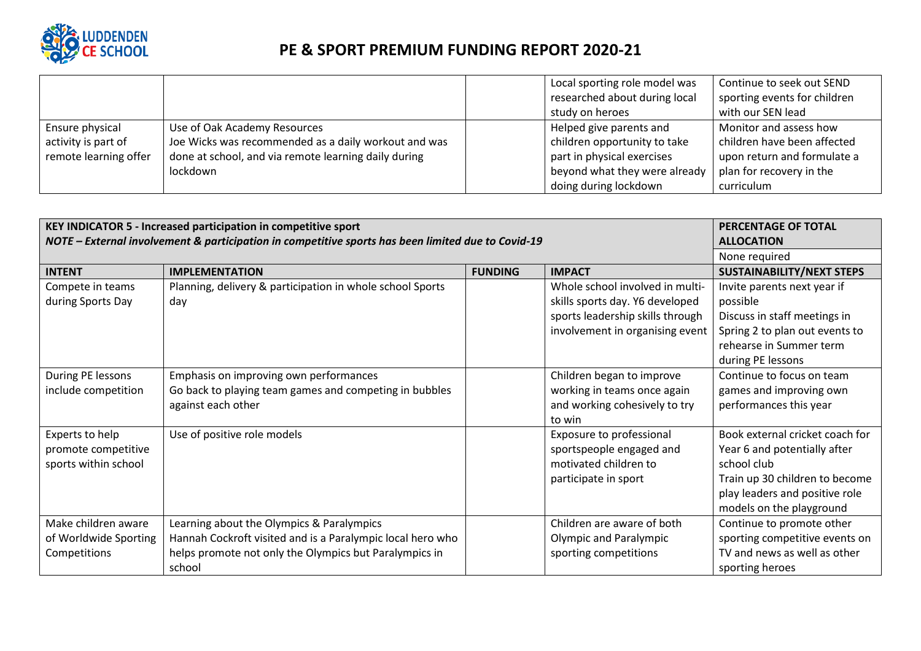# PE & SPORT PREMIUM FUNDING REPORT 2020-21

| | | | | |
|---|---|---|---|---|
| | | | Local sporting role model was researched about during local study on heroes | Continue to seek out SEND sporting events for children with our SEN lead |
| Ensure physical activity is part of remote learning offer | Use of Oak Academy Resources<br>Joe Wicks was recommended as a daily workout and was done at school, and via remote learning daily during lockdown | | Helped give parents and children opportunity to take part in physical exercises beyond what they were already doing during lockdown | Monitor and assess how children have been affected upon return and formulate a plan for recovery in the curriculum |

| **KEY INDICATOR 5 - Increased participation in competitive sport**<br>***NOTE – External involvement & participation in competitive sports has been limited due to Covid-19*** | | | | **PERCENTAGE OF TOTAL ALLOCATION** |
|---|---|---|---|---|
| | | | | None required |
| **INTENT** | **IMPLEMENTATION** | **FUNDING** | **IMPACT** | **SUSTAINABILITY/NEXT STEPS** |
| Compete in teams during Sports Day | Planning, delivery & participation in whole school Sports day | | Whole school involved in multi-skills sports day. Y6 developed sports leadership skills through involvement in organising event | Invite parents next year if possible<br>Discuss in staff meetings in Spring 2 to plan out events to rehearse in Summer term during PE lessons |
| During PE lessons include competition | Emphasis on improving own performances<br>Go back to playing team games and competing in bubbles against each other | | Children began to improve working in teams once again and working cohesively to try to win | Continue to focus on team games and improving own performances this year |
| Experts to help promote competitive sports within school | Use of positive role models | | Exposure to professional sportspeople engaged and motivated children to participate in sport | Book external cricket coach for Year 6 and potentially after school club<br>Train up 30 children to become play leaders and positive role models on the playground |
| Make children aware of Worldwide Sporting Competitions | Learning about the Olympics & Paralympics<br>Hannah Cockroft visited and is a Paralympic local hero who helps promote not only the Olympics but Paralympics in school | | Children are aware of both Olympic and Paralympic sporting competitions | Continue to promote other sporting competitive events on TV and news as well as other sporting heroes |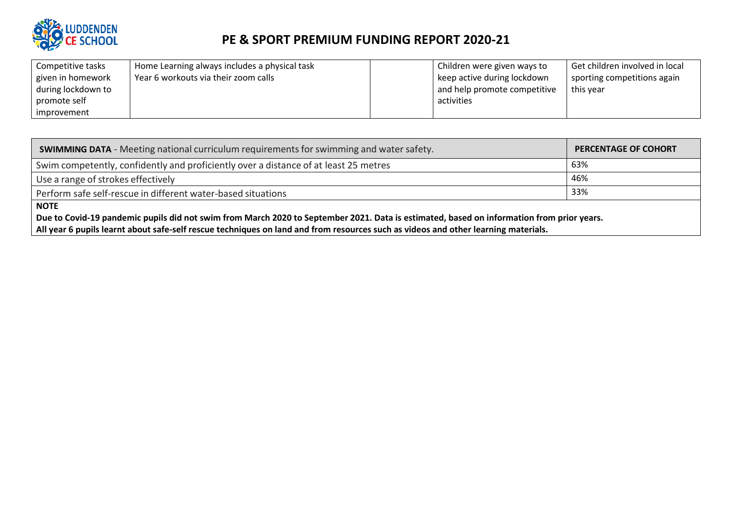# PE & SPORT PREMIUM FUNDING REPORT 2020-21

| | | | | |
|---|---|---|---|---|
| Competitive tasks given in homework during lockdown to promote self improvement | Home Learning always includes a physical task<br>Year 6 workouts via their zoom calls | | Children were given ways to keep active during lockdown and help promote competitive activities | Get children involved in local sporting competitions again this year |

| **SWIMMING DATA** - Meeting national curriculum requirements for swimming and water safety. | **PERCENTAGE OF COHORT** |
|---|---|
| Swim competently, confidently and proficiently over a distance of at least 25 metres | 63% |
| Use a range of strokes effectively | 46% |
| Perform safe self-rescue in different water-based situations | 33% |

**NOTE**

**Due to Covid-19 pandemic pupils did not swim from March 2020 to September 2021. Data is estimated, based on information from prior years.**

**All year 6 pupils learnt about safe-self rescue techniques on land and from resources such as videos and other learning materials.**